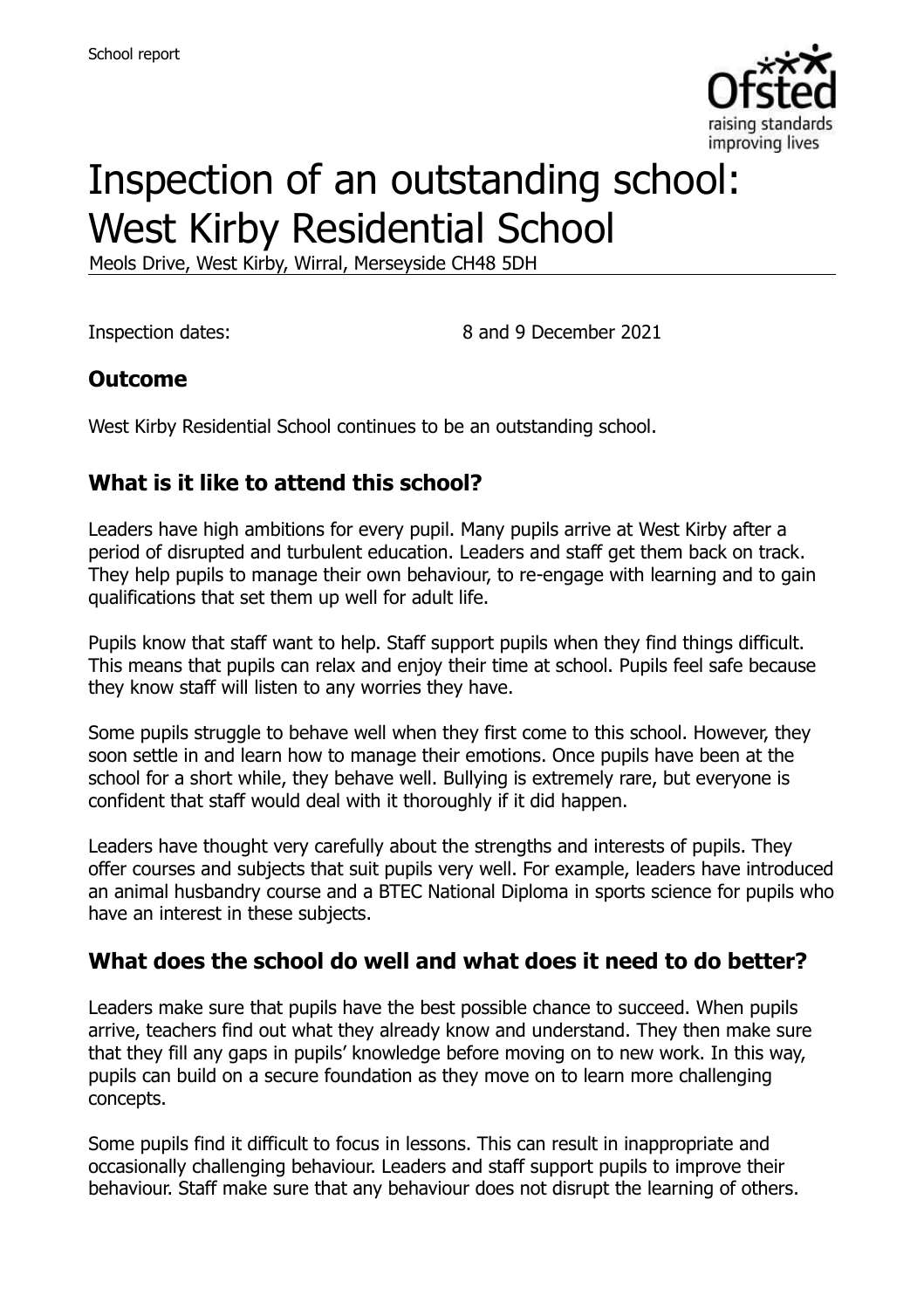# Inspection of an outstanding school: West Kirby Residential School

Meols Drive, West Kirby, Wirral, Merseyside CH48 5DH

Inspection dates: 8 and 9 December 2021

## Outcome

West Kirby Residential School continues to be an outstanding school.

## What is it like to attend this school?

Leaders have high ambitions for every pupil. Many pupils arrive at West Kirby after a period of disrupted and turbulent education. Leaders and staff get them back on track. They help pupils to manage their own behaviour, to re-engage with learning and to gain qualifications that set them up well for adult life.

Pupils know that staff want to help. Staff support pupils when they find things difficult. This means that pupils can relax and enjoy their time at school. Pupils feel safe because they know staff will listen to any worries they have.

Some pupils struggle to behave well when they first come to this school. However, they soon settle in and learn how to manage their emotions. Once pupils have been at the school for a short while, they behave well. Bullying is extremely rare, but everyone is confident that staff would deal with it thoroughly if it did happen.

Leaders have thought very carefully about the strengths and interests of pupils. They offer courses and subjects that suit pupils very well. For example, leaders have introduced an animal husbandry course and a BTEC National Diploma in sports science for pupils who have an interest in these subjects.

## What does the school do well and what does it need to do better?

Leaders make sure that pupils have the best possible chance to succeed. When pupils arrive, teachers find out what they already know and understand. They then make sure that they fill any gaps in pupils' knowledge before moving on to new work. In this way, pupils can build on a secure foundation as they move on to learn more challenging concepts.

Some pupils find it difficult to focus in lessons. This can result in inappropriate and occasionally challenging behaviour. Leaders and staff support pupils to improve their behaviour. Staff make sure that any behaviour does not disrupt the learning of others.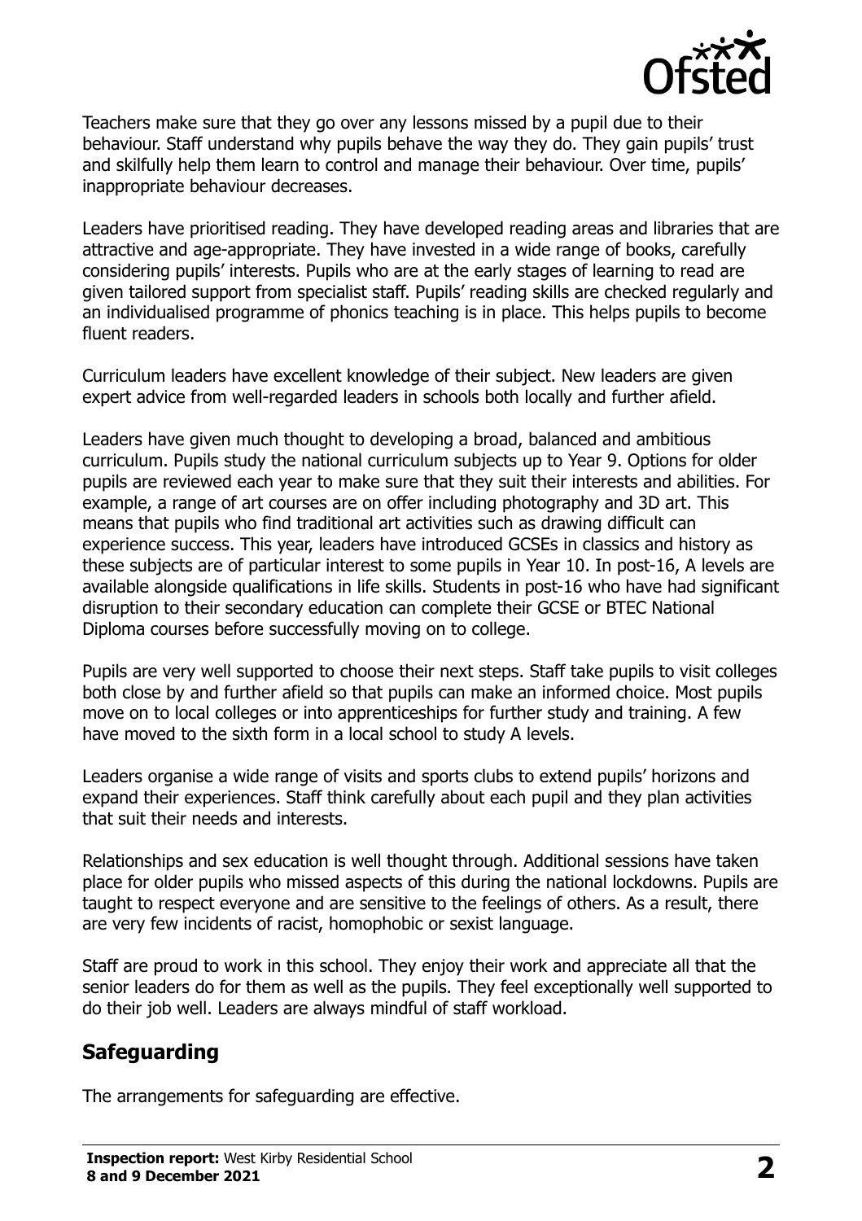Teachers make sure that they go over any lessons missed by a pupil due to their behaviour. Staff understand why pupils behave the way they do. They gain pupils' trust and skilfully help them learn to control and manage their behaviour. Over time, pupils' inappropriate behaviour decreases.

Leaders have prioritised reading. They have developed reading areas and libraries that are attractive and age-appropriate. They have invested in a wide range of books, carefully considering pupils' interests. Pupils who are at the early stages of learning to read are given tailored support from specialist staff. Pupils' reading skills are checked regularly and an individualised programme of phonics teaching is in place. This helps pupils to become fluent readers.

Curriculum leaders have excellent knowledge of their subject. New leaders are given expert advice from well-regarded leaders in schools both locally and further afield.

Leaders have given much thought to developing a broad, balanced and ambitious curriculum. Pupils study the national curriculum subjects up to Year 9. Options for older pupils are reviewed each year to make sure that they suit their interests and abilities. For example, a range of art courses are on offer including photography and 3D art. This means that pupils who find traditional art activities such as drawing difficult can experience success. This year, leaders have introduced GCSEs in classics and history as these subjects are of particular interest to some pupils in Year 10. In post-16, A levels are available alongside qualifications in life skills. Students in post-16 who have had significant disruption to their secondary education can complete their GCSE or BTEC National Diploma courses before successfully moving on to college.

Pupils are very well supported to choose their next steps. Staff take pupils to visit colleges both close by and further afield so that pupils can make an informed choice. Most pupils move on to local colleges or into apprenticeships for further study and training. A few have moved to the sixth form in a local school to study A levels.

Leaders organise a wide range of visits and sports clubs to extend pupils' horizons and expand their experiences. Staff think carefully about each pupil and they plan activities that suit their needs and interests.

Relationships and sex education is well thought through. Additional sessions have taken place for older pupils who missed aspects of this during the national lockdowns. Pupils are taught to respect everyone and are sensitive to the feelings of others. As a result, there are very few incidents of racist, homophobic or sexist language.

Staff are proud to work in this school. They enjoy their work and appreciate all that the senior leaders do for them as well as the pupils. They feel exceptionally well supported to do their job well. Leaders are always mindful of staff workload.

## Safeguarding

The arrangements for safeguarding are effective.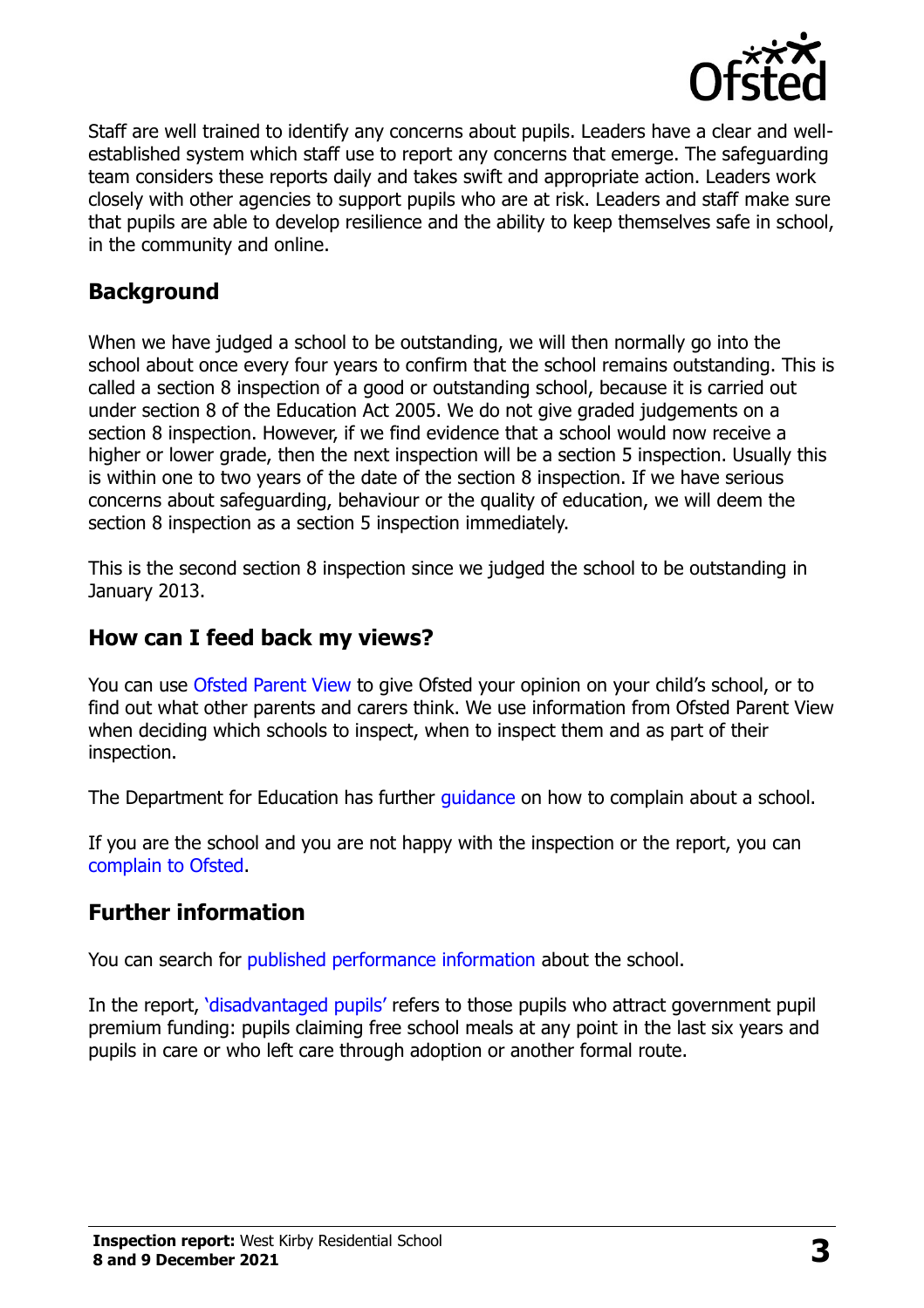Staff are well trained to identify any concerns about pupils. Leaders have a clear and well-established system which staff use to report any concerns that emerge. The safeguarding team considers these reports daily and takes swift and appropriate action. Leaders work closely with other agencies to support pupils who are at risk. Leaders and staff make sure that pupils are able to develop resilience and the ability to keep themselves safe in school, in the community and online.

## Background

When we have judged a school to be outstanding, we will then normally go into the school about once every four years to confirm that the school remains outstanding. This is called a section 8 inspection of a good or outstanding school, because it is carried out under section 8 of the Education Act 2005. We do not give graded judgements on a section 8 inspection. However, if we find evidence that a school would now receive a higher or lower grade, then the next inspection will be a section 5 inspection. Usually this is within one to two years of the date of the section 8 inspection. If we have serious concerns about safeguarding, behaviour or the quality of education, we will deem the section 8 inspection as a section 5 inspection immediately.

This is the second section 8 inspection since we judged the school to be outstanding in January 2013.

## How can I feed back my views?

You can use Ofsted Parent View to give Ofsted your opinion on your child's school, or to find out what other parents and carers think. We use information from Ofsted Parent View when deciding which schools to inspect, when to inspect them and as part of their inspection.

The Department for Education has further guidance on how to complain about a school.

If you are the school and you are not happy with the inspection or the report, you can complain to Ofsted.

## Further information

You can search for published performance information about the school.

In the report, 'disadvantaged pupils' refers to those pupils who attract government pupil premium funding: pupils claiming free school meals at any point in the last six years and pupils in care or who left care through adoption or another formal route.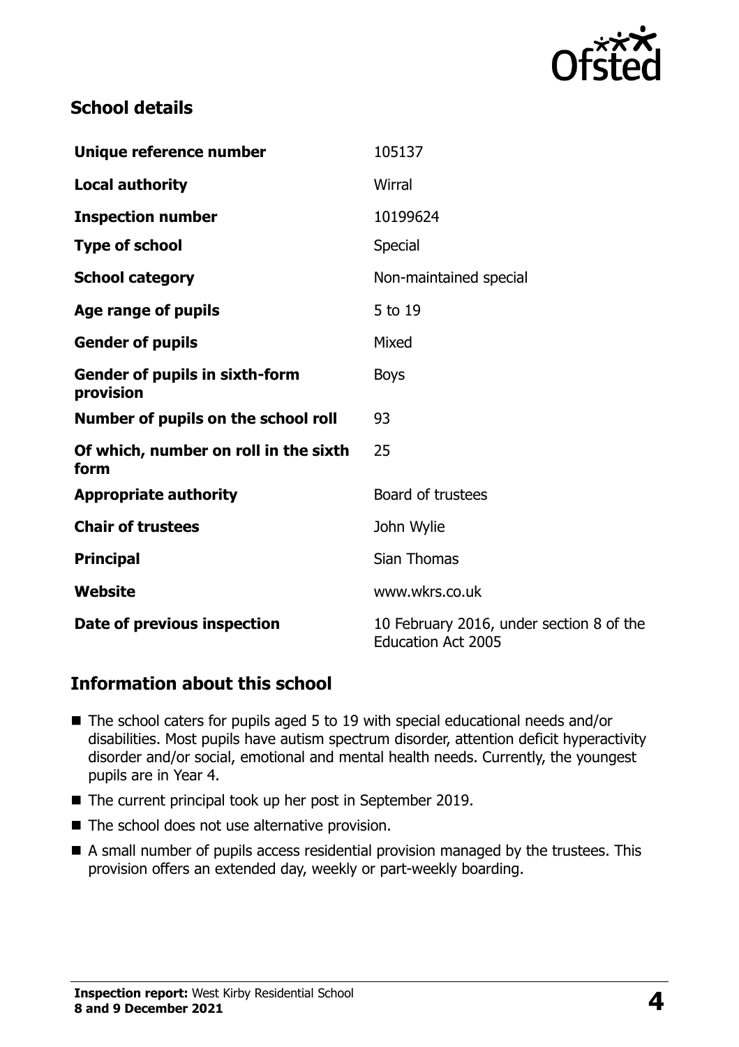## School details

| | |
|---|---|
| **Unique reference number** | 105137 |
| **Local authority** | Wirral |
| **Inspection number** | 10199624 |
| **Type of school** | Special |
| **School category** | Non-maintained special |
| **Age range of pupils** | 5 to 19 |
| **Gender of pupils** | Mixed |
| **Gender of pupils in sixth-form provision** | Boys |
| **Number of pupils on the school roll** | 93 |
| **Of which, number on roll in the sixth form** | 25 |
| **Appropriate authority** | Board of trustees |
| **Chair of trustees** | John Wylie |
| **Principal** | Sian Thomas |
| **Website** | www.wkrs.co.uk |
| **Date of previous inspection** | 10 February 2016, under section 8 of the Education Act 2005 |

## Information about this school

- The school caters for pupils aged 5 to 19 with special educational needs and/or disabilities. Most pupils have autism spectrum disorder, attention deficit hyperactivity disorder and/or social, emotional and mental health needs. Currently, the youngest pupils are in Year 4.
- The current principal took up her post in September 2019.
- The school does not use alternative provision.
- A small number of pupils access residential provision managed by the trustees. This provision offers an extended day, weekly or part-weekly boarding.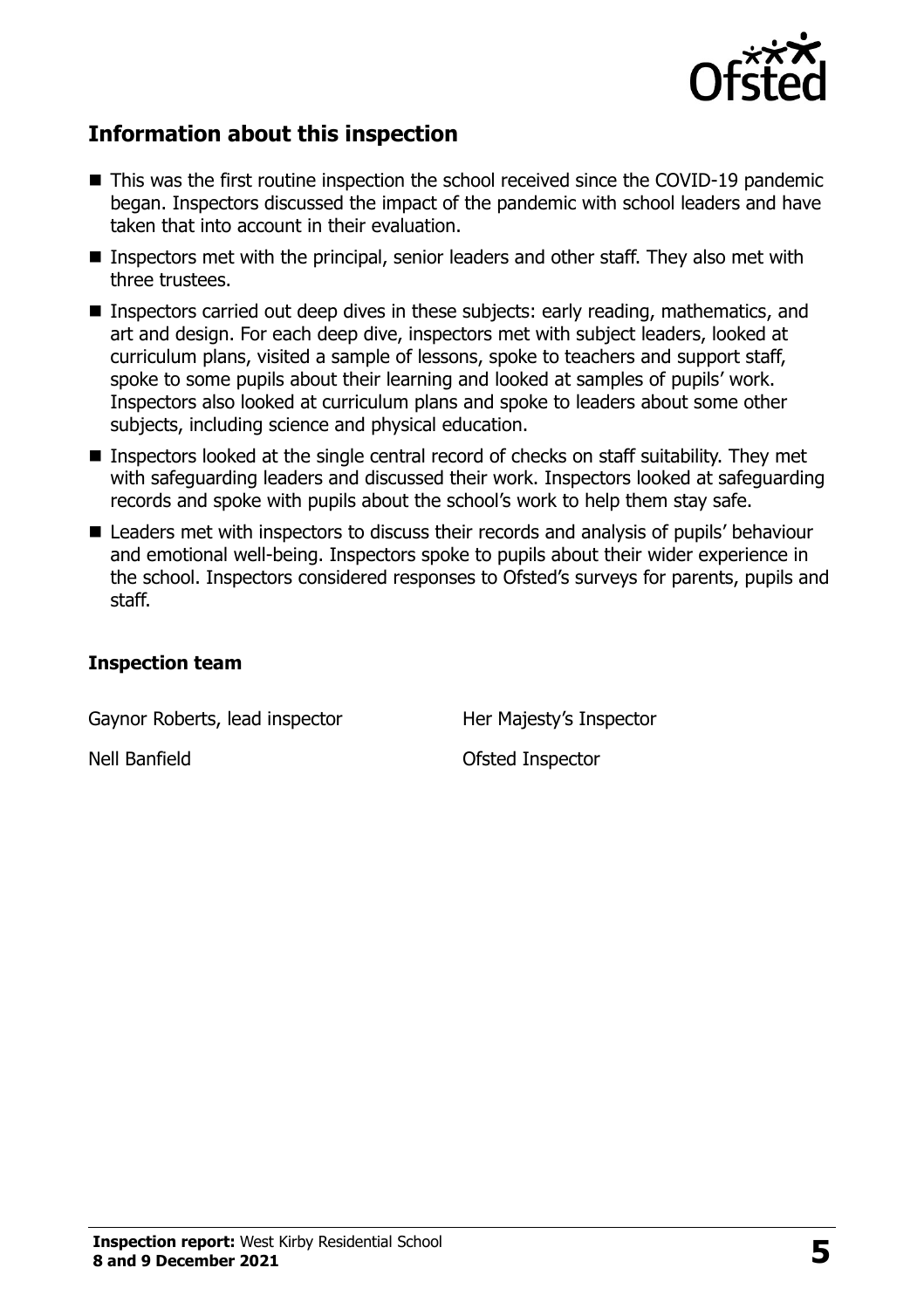## Information about this inspection

- This was the first routine inspection the school received since the COVID-19 pandemic began. Inspectors discussed the impact of the pandemic with school leaders and have taken that into account in their evaluation.
- Inspectors met with the principal, senior leaders and other staff. They also met with three trustees.
- Inspectors carried out deep dives in these subjects: early reading, mathematics, and art and design. For each deep dive, inspectors met with subject leaders, looked at curriculum plans, visited a sample of lessons, spoke to teachers and support staff, spoke to some pupils about their learning and looked at samples of pupils' work. Inspectors also looked at curriculum plans and spoke to leaders about some other subjects, including science and physical education.
- Inspectors looked at the single central record of checks on staff suitability. They met with safeguarding leaders and discussed their work. Inspectors looked at safeguarding records and spoke with pupils about the school's work to help them stay safe.
- Leaders met with inspectors to discuss their records and analysis of pupils' behaviour and emotional well-being. Inspectors spoke to pupils about their wider experience in the school. Inspectors considered responses to Ofsted's surveys for parents, pupils and staff.

### Inspection team

| | |
|---|---|
| Gaynor Roberts, lead inspector | Her Majesty's Inspector |
| Nell Banfield | Ofsted Inspector |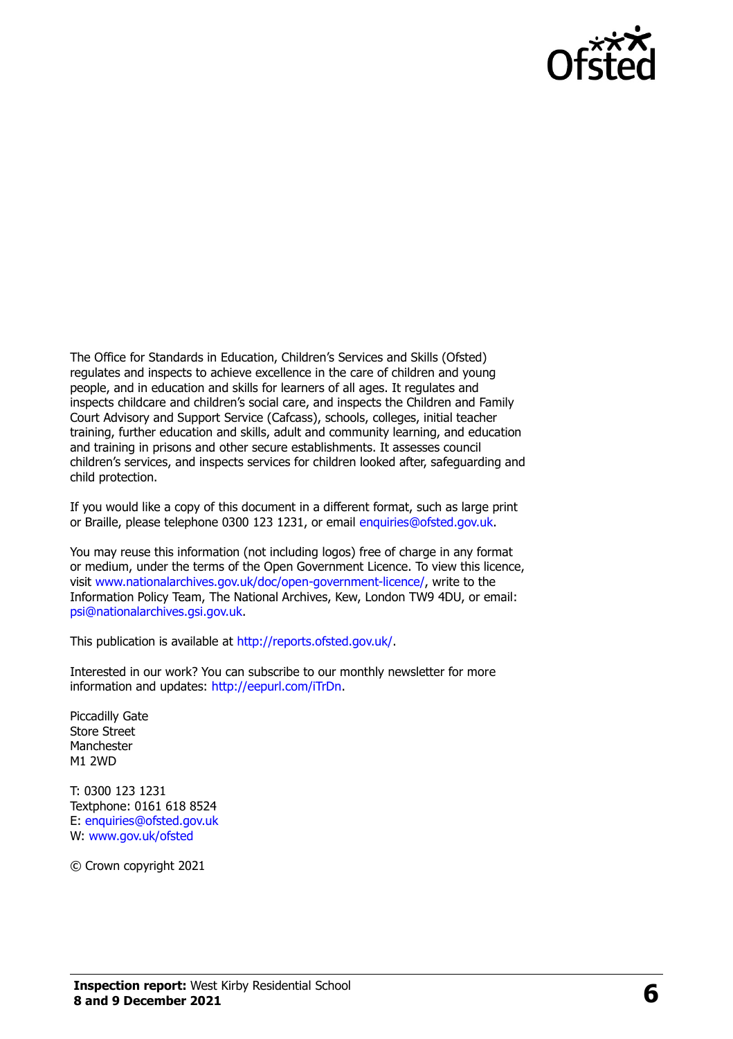The Office for Standards in Education, Children's Services and Skills (Ofsted) regulates and inspects to achieve excellence in the care of children and young people, and in education and skills for learners of all ages. It regulates and inspects childcare and children's social care, and inspects the Children and Family Court Advisory and Support Service (Cafcass), schools, colleges, initial teacher training, further education and skills, adult and community learning, and education and training in prisons and other secure establishments. It assesses council children's services, and inspects services for children looked after, safeguarding and child protection.

If you would like a copy of this document in a different format, such as large print or Braille, please telephone 0300 123 1231, or email enquiries@ofsted.gov.uk.

You may reuse this information (not including logos) free of charge in any format or medium, under the terms of the Open Government Licence. To view this licence, visit www.nationalarchives.gov.uk/doc/open-government-licence/, write to the Information Policy Team, The National Archives, Kew, London TW9 4DU, or email: psi@nationalarchives.gsi.gov.uk.

This publication is available at http://reports.ofsted.gov.uk/.

Interested in our work? You can subscribe to our monthly newsletter for more information and updates: http://eepurl.com/iTrDn.

Piccadilly Gate
Store Street
Manchester
M1 2WD

T: 0300 123 1231
Textphone: 0161 618 8524
E: enquiries@ofsted.gov.uk
W: www.gov.uk/ofsted

© Crown copyright 2021